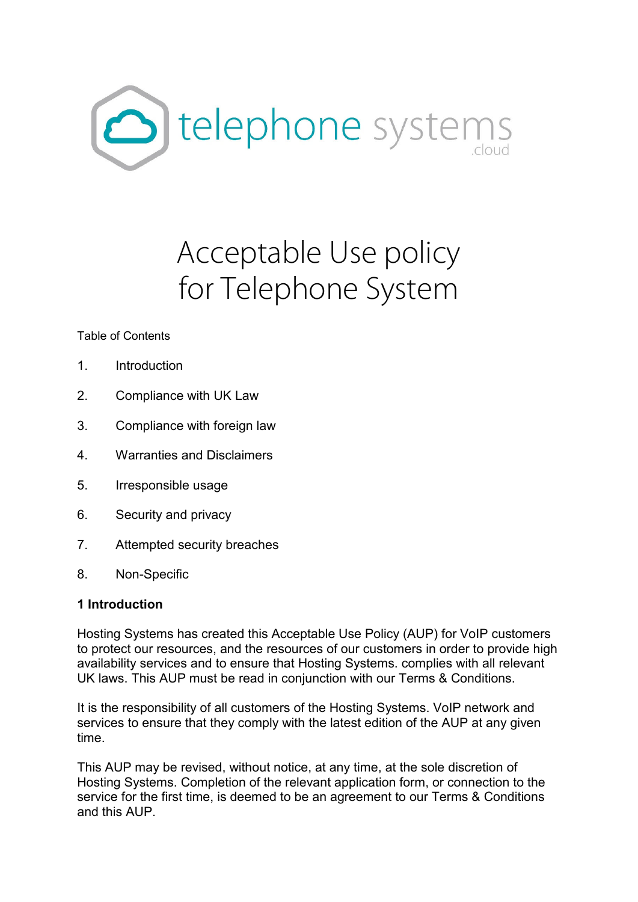telephone systems .cloud

# Acceptable Use policy for Telephone System

Table of Contents

1. Introduction
2. Compliance with UK Law
3. Compliance with foreign law
4. Warranties and Disclaimers
5. Irresponsible usage
6. Security and privacy
7. Attempted security breaches
8. Non-Specific

**1 Introduction**

Hosting Systems has created this Acceptable Use Policy (AUP) for VoIP customers to protect our resources, and the resources of our customers in order to provide high availability services and to ensure that Hosting Systems. complies with all relevant UK laws. This AUP must be read in conjunction with our Terms & Conditions.

It is the responsibility of all customers of the Hosting Systems. VoIP network and services to ensure that they comply with the latest edition of the AUP at any given time.

This AUP may be revised, without notice, at any time, at the sole discretion of Hosting Systems. Completion of the relevant application form, or connection to the service for the first time, is deemed to be an agreement to our Terms & Conditions and this AUP.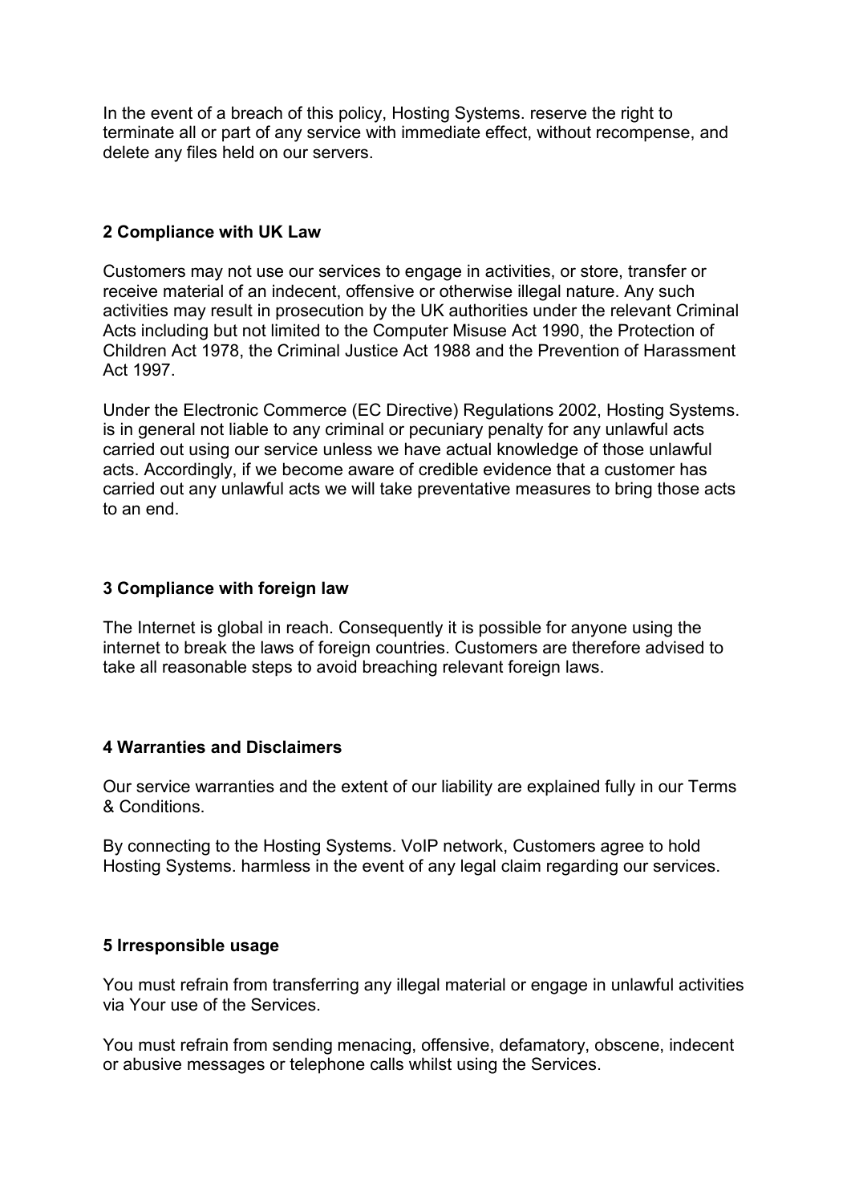In the event of a breach of this policy, Hosting Systems. reserve the right to terminate all or part of any service with immediate effect, without recompense, and delete any files held on our servers.

## 2 Compliance with UK Law

Customers may not use our services to engage in activities, or store, transfer or receive material of an indecent, offensive or otherwise illegal nature. Any such activities may result in prosecution by the UK authorities under the relevant Criminal Acts including but not limited to the Computer Misuse Act 1990, the Protection of Children Act 1978, the Criminal Justice Act 1988 and the Prevention of Harassment Act 1997.

Under the Electronic Commerce (EC Directive) Regulations 2002, Hosting Systems. is in general not liable to any criminal or pecuniary penalty for any unlawful acts carried out using our service unless we have actual knowledge of those unlawful acts. Accordingly, if we become aware of credible evidence that a customer has carried out any unlawful acts we will take preventative measures to bring those acts to an end.

## 3 Compliance with foreign law

The Internet is global in reach. Consequently it is possible for anyone using the internet to break the laws of foreign countries. Customers are therefore advised to take all reasonable steps to avoid breaching relevant foreign laws.

## 4 Warranties and Disclaimers

Our service warranties and the extent of our liability are explained fully in our Terms & Conditions.

By connecting to the Hosting Systems. VoIP network, Customers agree to hold Hosting Systems. harmless in the event of any legal claim regarding our services.

## 5 Irresponsible usage

You must refrain from transferring any illegal material or engage in unlawful activities via Your use of the Services.

You must refrain from sending menacing, offensive, defamatory, obscene, indecent or abusive messages or telephone calls whilst using the Services.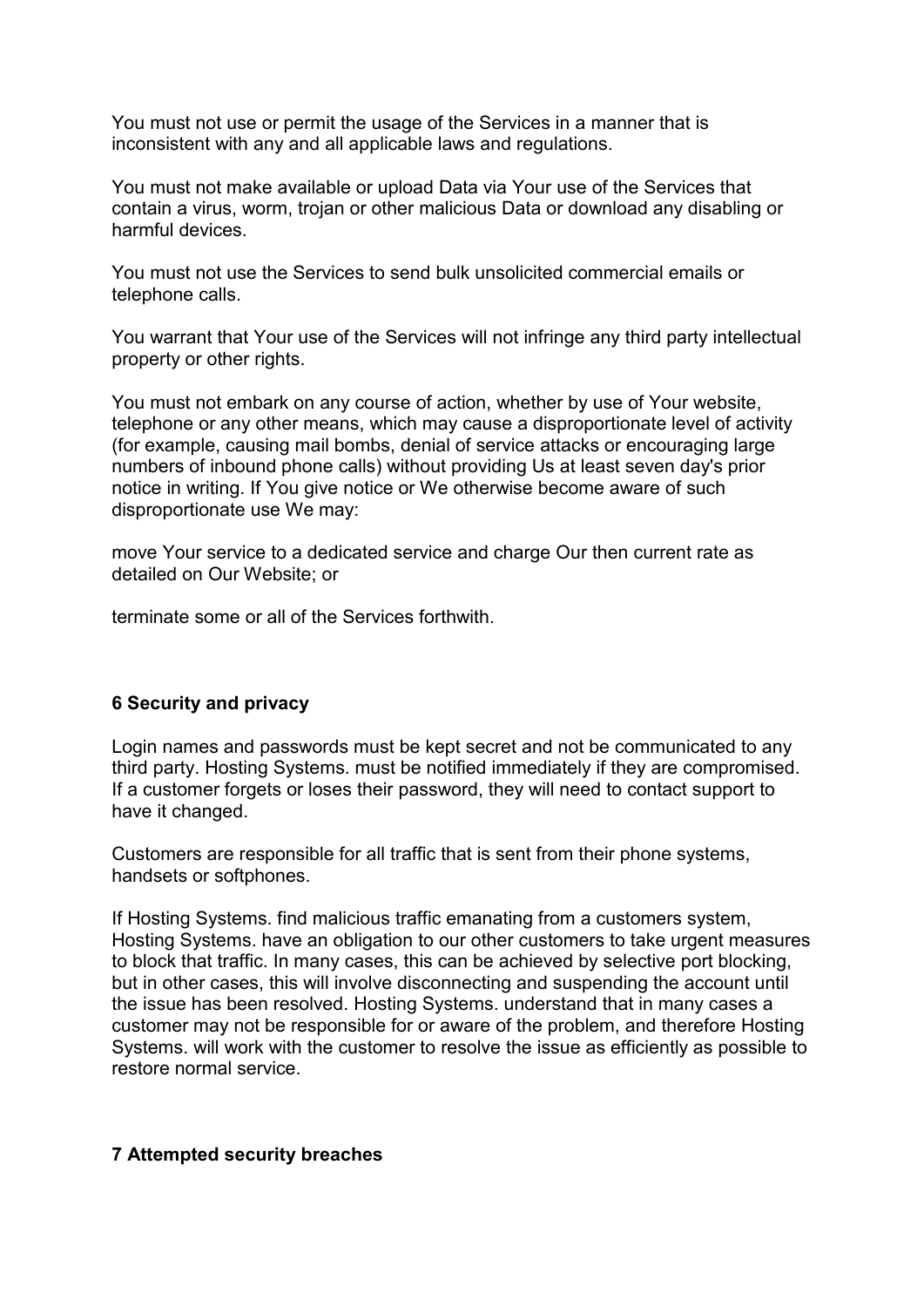You must not use or permit the usage of the Services in a manner that is inconsistent with any and all applicable laws and regulations.

You must not make available or upload Data via Your use of the Services that contain a virus, worm, trojan or other malicious Data or download any disabling or harmful devices.

You must not use the Services to send bulk unsolicited commercial emails or telephone calls.

You warrant that Your use of the Services will not infringe any third party intellectual property or other rights.

You must not embark on any course of action, whether by use of Your website, telephone or any other means, which may cause a disproportionate level of activity (for example, causing mail bombs, denial of service attacks or encouraging large numbers of inbound phone calls) without providing Us at least seven day's prior notice in writing. If You give notice or We otherwise become aware of such disproportionate use We may:

move Your service to a dedicated service and charge Our then current rate as detailed on Our Website; or

terminate some or all of the Services forthwith.

**6 Security and privacy**

Login names and passwords must be kept secret and not be communicated to any third party. Hosting Systems. must be notified immediately if they are compromised. If a customer forgets or loses their password, they will need to contact support to have it changed.

Customers are responsible for all traffic that is sent from their phone systems, handsets or softphones.

If Hosting Systems. find malicious traffic emanating from a customers system, Hosting Systems. have an obligation to our other customers to take urgent measures to block that traffic. In many cases, this can be achieved by selective port blocking, but in other cases, this will involve disconnecting and suspending the account until the issue has been resolved. Hosting Systems. understand that in many cases a customer may not be responsible for or aware of the problem, and therefore Hosting Systems. will work with the customer to resolve the issue as efficiently as possible to restore normal service.

**7 Attempted security breaches**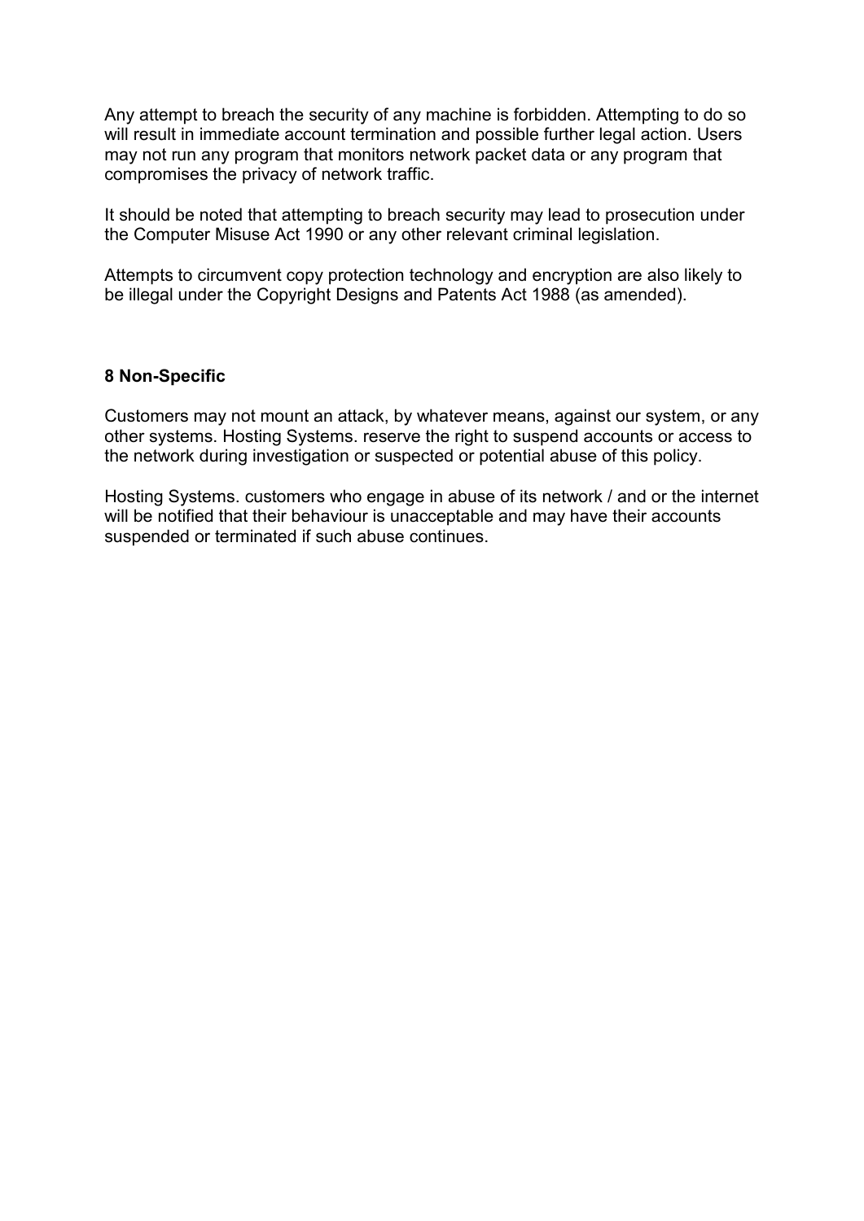Any attempt to breach the security of any machine is forbidden. Attempting to do so will result in immediate account termination and possible further legal action. Users may not run any program that monitors network packet data or any program that compromises the privacy of network traffic.

It should be noted that attempting to breach security may lead to prosecution under the Computer Misuse Act 1990 or any other relevant criminal legislation.

Attempts to circumvent copy protection technology and encryption are also likely to be illegal under the Copyright Designs and Patents Act 1988 (as amended).

**8 Non-Specific**

Customers may not mount an attack, by whatever means, against our system, or any other systems. Hosting Systems. reserve the right to suspend accounts or access to the network during investigation or suspected or potential abuse of this policy.

Hosting Systems. customers who engage in abuse of its network / and or the internet will be notified that their behaviour is unacceptable and may have their accounts suspended or terminated if such abuse continues.